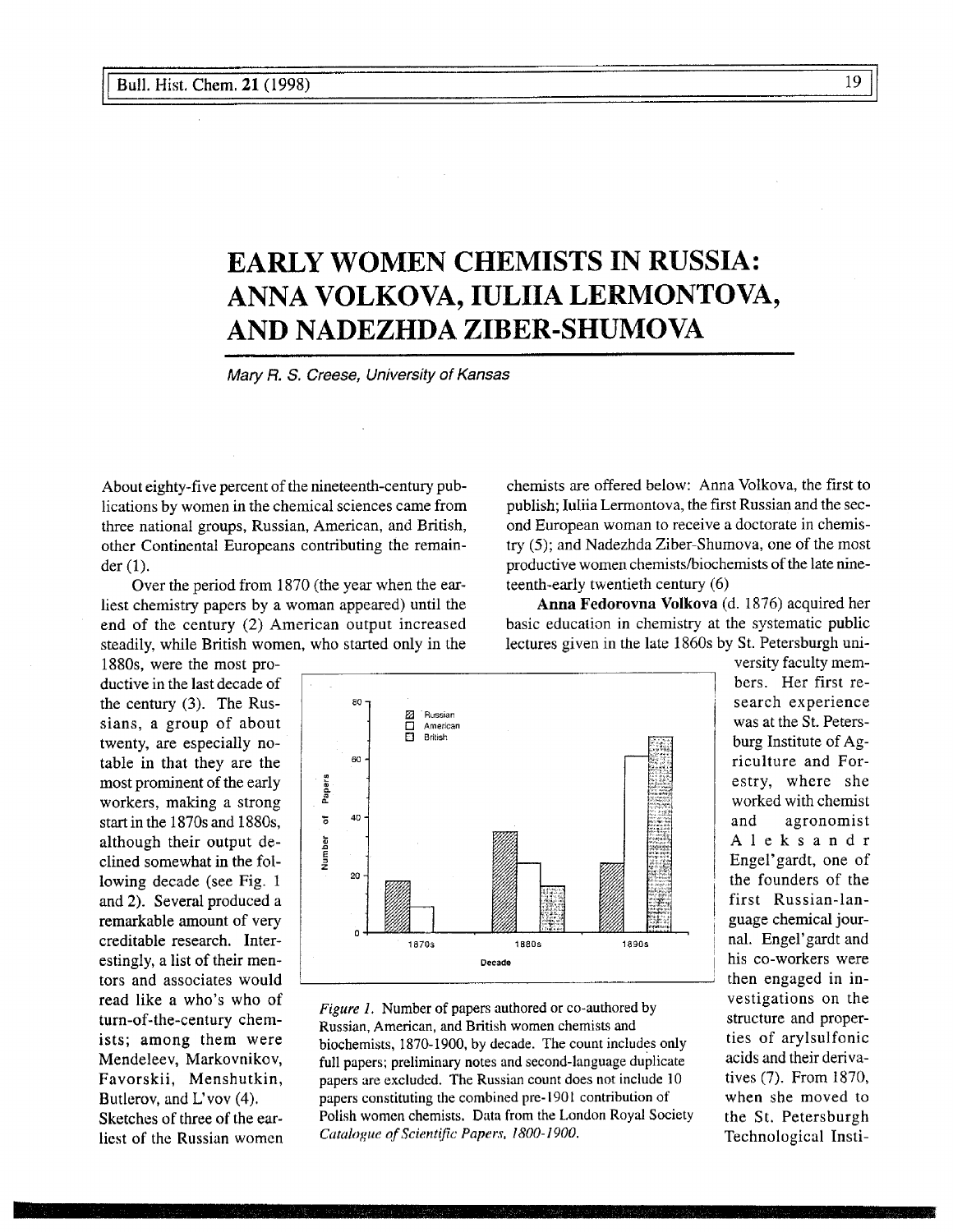# EARLY WOMEN CHEMISTS IN RUSSIA: ANNA VOLKOVA, IULIIA LERMONTOVA, AND NADEZHDA ZIBER-SHUMOVA

*Mary R. S. Creese, University of Kansas*

About eighty-five percent of the nineteenth-century publications by women in the chemical sciences came from three national groups, Russian, American, and British, other Continental Europeans contributing the remainder (1).

Over the period from 1870 (the year when the earliest chemistry papers by a woman appeared) until the end of the century (2) American output increased steadily, while British women, who started only in the 1880s, were the most productive in the last decade of the century (3). The Russians, a group of about twenty, are especially notable in that they are the most prominent of the early workers, making a strong start in the 1870s and 1880s, although their output declined somewhat in the following decade (see Fig. 1 and 2). Several produced a remarkable amount of very creditable research. Interestingly, a list of their mentors and associates would read like a who's who of turn-of-the-century chemists; among them were Mendeleev, Markovnikov, Favorskii, Menshutkin, Butlerov, and L'vov (4). Sketches of three of the earliest of the Russian women chemists are offered below: Anna Volkova, the first to publish; Iuliia Lermontova, the first Russian and the second European woman to receive a doctorate in chemistry (5); and Nadezhda Ziber-Shumova, one of the most productive women chemists/biochemists of the late nineteenth-early twentieth century (6)

*Figure 1.* Number of papers authored or co-authored by Russian, American, and British women chemists and biochemists, 1870-1900, by decade. The count includes only full papers; preliminary notes and second-language duplicate papers are excluded. The Russian count does not include 10 papers constituting the combined pre-1901 contribution of Polish women chemists. Data from the London Royal Society *Catalogue of Scientific Papers, 1800-1900.*

**Anna Fedorovna Volkova** (d. 1876) acquired her basic education in chemistry at the systematic public lectures given in the late 1860s by St. Petersburgh university faculty members. Her first research experience was at the St. Petersburg Institute of Agriculture and Forestry, where she worked with chemist and agronomist Aleksandr Engel'gardt, one of the founders of the first Russian-language chemical journal. Engel'gardt and his co-workers were then engaged in investigations on the structure and properties of arylsulfonic acids and their derivatives (7). From 1870, when she moved to the St. Petersburgh Technological Insti-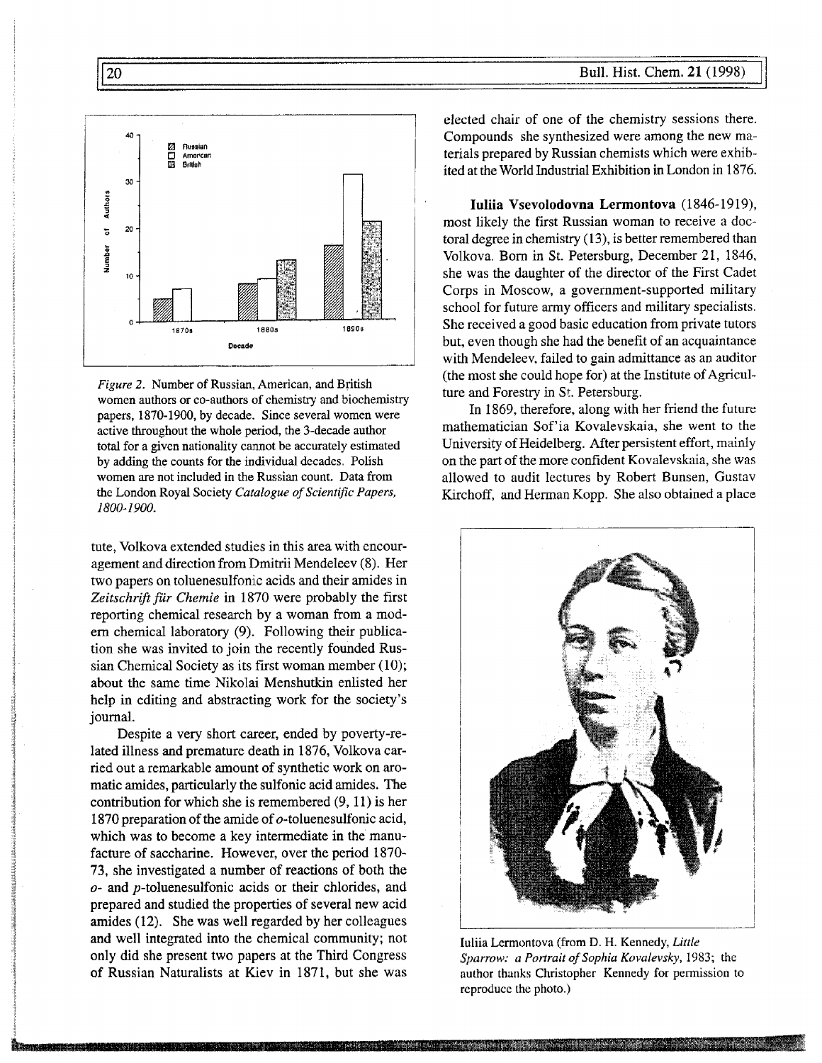*Figure 2.* Number of Russian, American, and British women authors or co-authors of chemistry and biochemistry papers, 1870-1900, by decade. Since several women were active throughout the whole period, the 3-decade author total for a given nationality cannot be accurately estimated by adding the counts for the individual decades. Polish women are not included in the Russian count. Data from the London Royal Society *Catalogue of Scientific Papers, 1800-1900.*

tute, Volkova extended studies in this area with encouragement and direction from Dmitrii Mendeleev (8). Her two papers on toluenesulfonic acids and their amides in *Zeitschrift für Chemie* in 1870 were probably the first reporting chemical research by a woman from a modern chemical laboratory (9). Following their publication she was invited to join the recently founded Russian Chemical Society as its first woman member (10); about the same time Nikolai Menshutkin enlisted her help in editing and abstracting work for the society's journal.

Despite a very short career, ended by poverty-related illness and premature death in 1876, Volkova carried out a remarkable amount of synthetic work on aromatic amides, particularly the sulfonic acid amides. The contribution for which she is remembered (9, 11) is her 1870 preparation of the amide of *o*-toluenesulfonic acid, which was to become a key intermediate in the manufacture of saccharine. However, over the period 1870-73, she investigated a number of reactions of both the *o*- and *p*-toluenesulfonic acids or their chlorides, and prepared and studied the properties of several new acid amides (12). She was well regarded by her colleagues and well integrated into the chemical community; not only did she present two papers at the Third Congress of Russian Naturalists at Kiev in 1871, but she was elected chair of one of the chemistry sessions there. Compounds she synthesized were among the new materials prepared by Russian chemists which were exhibited at the World Industrial Exhibition in London in 1876.

**Iuliia Vsevolodovna Lermontova** (1846-1919), most likely the first Russian woman to receive a doctoral degree in chemistry (13), is better remembered than Volkova. Born in St. Petersburg, December 21, 1846, she was the daughter of the director of the First Cadet Corps in Moscow, a government-supported military school for future army officers and military specialists. She received a good basic education from private tutors but, even though she had the benefit of an acquaintance with Mendeleev, failed to gain admittance as an auditor (the most she could hope for) at the Institute of Agriculture and Forestry in St. Petersburg.

In 1869, therefore, along with her friend the future mathematician Sof'ia Kovalevskaia, she went to the University of Heidelberg. After persistent effort, mainly on the part of the more confident Kovalevskaia, she was allowed to audit lectures by Robert Bunsen, Gustav Kirchoff, and Herman Kopp. She also obtained a place

Iuliia Lermontova (from D. H. Kennedy, *Little Sparrow: a Portrait of Sophia Kovalevsky*, 1983; the author thanks Christopher Kennedy for permission to reproduce the photo.)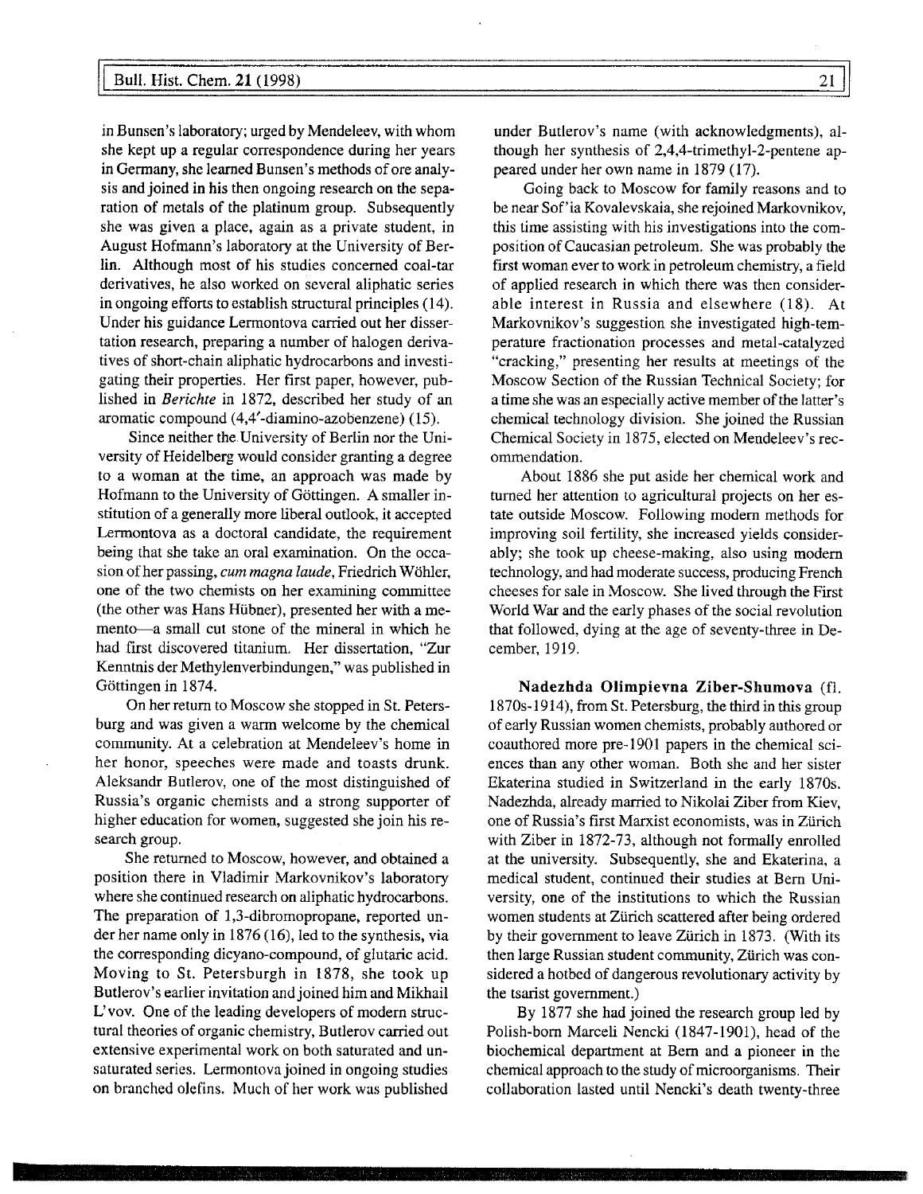in Bunsen's laboratory; urged by Mendeleev, with whom she kept up a regular correspondence during her years in Germany, she learned Bunsen's methods of ore analysis and joined in his then ongoing research on the separation of metals of the platinum group. Subsequently she was given a place, again as a private student, in August Hofmann's laboratory at the University of Berlin. Although most of his studies concerned coal-tar derivatives, he also worked on several aliphatic series in ongoing efforts to establish structural principles (14). Under his guidance Lermontova carried out her dissertation research, preparing a number of halogen derivatives of short-chain aliphatic hydrocarbons and investigating their properties. Her first paper, however, published in *Berichte* in 1872, described her study of an aromatic compound (4,4′-diamino-azobenzene) (15).

Since neither the University of Berlin nor the University of Heidelberg would consider granting a degree to a woman at the time, an approach was made by Hofmann to the University of Göttingen. A smaller institution of a generally more liberal outlook, it accepted Lermontova as a doctoral candidate, the requirement being that she take an oral examination. On the occasion of her passing, *cum magna laude*, Friedrich Wöhler, one of the two chemists on her examining committee (the other was Hans Hübner), presented her with a memento—a small cut stone of the mineral in which he had first discovered titanium. Her dissertation, "Zur Kenntnis der Methylenverbindungen," was published in Göttingen in 1874.

On her return to Moscow she stopped in St. Petersburg and was given a warm welcome by the chemical community. At a celebration at Mendeleev's home in her honor, speeches were made and toasts drunk. Aleksandr Butlerov, one of the most distinguished of Russia's organic chemists and a strong supporter of higher education for women, suggested she join his research group.

She returned to Moscow, however, and obtained a position there in Vladimir Markovnikov's laboratory where she continued research on aliphatic hydrocarbons. The preparation of 1,3-dibromopropane, reported under her name only in 1876 (16), led to the synthesis, via the corresponding dicyano-compound, of glutaric acid. Moving to St. Petersburgh in 1878, she took up Butlerov's earlier invitation and joined him and Mikhail L'vov. One of the leading developers of modern structural theories of organic chemistry, Butlerov carried out extensive experimental work on both saturated and unsaturated series. Lermontova joined in ongoing studies on branched olefins. Much of her work was published under Butlerov's name (with acknowledgments), although her synthesis of 2,4,4-trimethyl-2-pentene appeared under her own name in 1879 (17).

Going back to Moscow for family reasons and to be near Sof'ia Kovalevskaia, she rejoined Markovnikov, this time assisting with his investigations into the composition of Caucasian petroleum. She was probably the first woman ever to work in petroleum chemistry, a field of applied research in which there was then considerable interest in Russia and elsewhere (18). At Markovnikov's suggestion she investigated high-temperature fractionation processes and metal-catalyzed "cracking," presenting her results at meetings of the Moscow Section of the Russian Technical Society; for a time she was an especially active member of the latter's chemical technology division. She joined the Russian Chemical Society in 1875, elected on Mendeleev's recommendation.

About 1886 she put aside her chemical work and turned her attention to agricultural projects on her estate outside Moscow. Following modern methods for improving soil fertility, she increased yields considerably; she took up cheese-making, also using modern technology, and had moderate success, producing French cheeses for sale in Moscow. She lived through the First World War and the early phases of the social revolution that followed, dying at the age of seventy-three in December, 1919.

**Nadezhda Olimpievna Ziber-Shumova** (fl. 1870s-1914), from St. Petersburg, the third in this group of early Russian women chemists, probably authored or coauthored more pre-1901 papers in the chemical sciences than any other woman. Both she and her sister Ekaterina studied in Switzerland in the early 1870s. Nadezhda, already married to Nikolai Ziber from Kiev, one of Russia's first Marxist economists, was in Zürich with Ziber in 1872-73, although not formally enrolled at the university. Subsequently, she and Ekaterina, a medical student, continued their studies at Bern University, one of the institutions to which the Russian women students at Zürich scattered after being ordered by their government to leave Zürich in 1873. (With its then large Russian student community, Zürich was considered a hotbed of dangerous revolutionary activity by the tsarist government.)

By 1877 she had joined the research group led by Polish-born Marceli Nencki (1847-1901), head of the biochemical department at Bern and a pioneer in the chemical approach to the study of microorganisms. Their collaboration lasted until Nencki's death twenty-three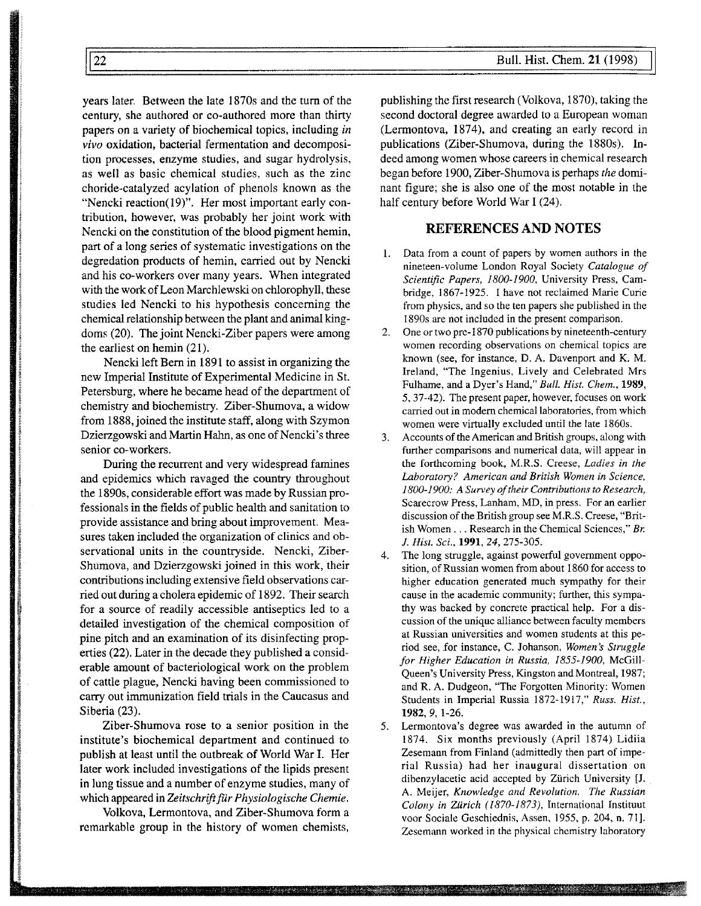years later. Between the late 1870s and the turn of the century, she authored or co-authored more than thirty papers on a variety of biochemical topics, including *in vivo* oxidation, bacterial fermentation and decomposition processes, enzyme studies, and sugar hydrolysis, as well as basic chemical studies, such as the zinc choride-catalyzed acylation of phenols known as the "Nencki reaction(19)". Her most important early contribution, however, was probably her joint work with Nencki on the constitution of the blood pigment hemin, part of a long series of systematic investigations on the degradation products of hemin, carried out by Nencki and his co-workers over many years. When integrated with the work of Leon Marchlewski on chlorophyll, these studies led Nencki to his hypothesis concerning the chemical relationship between the plant and animal kingdoms (20). The joint Nencki-Ziber papers were among the earliest on hemin (21).

Nencki left Bern in 1891 to assist in organizing the new Imperial Institute of Experimental Medicine in St. Petersburg, where he became head of the department of chemistry and biochemistry. Ziber-Shumova, a widow from 1888, joined the institute staff, along with Szymon Dzierzgowski and Martin Hahn, as one of Nencki's three senior co-workers.

During the recurrent and very widespread famines and epidemics which ravaged the country throughout the 1890s, considerable effort was made by Russian professionals in the fields of public health and sanitation to provide assistance and bring about improvement. Measures taken included the organization of clinics and observational units in the countryside. Nencki, Ziber-Shumova, and Dzierzgowski joined in this work, their contributions including extensive field observations carried out during a cholera epidemic of 1892. Their search for a source of readily accessible antiseptics led to a detailed investigation of the chemical composition of pine pitch and an examination of its disinfecting properties (22). Later in the decade they published a considerable amount of bacteriological work on the problem of cattle plague, Nencki having been commissioned to carry out immunization field trials in the Caucasus and Siberia (23).

Ziber-Shumova rose to a senior position in the institute's biochemical department and continued to publish at least until the outbreak of World War I. Her later work included investigations of the lipids present in lung tissue and a number of enzyme studies, many of which appeared in *Zeitschrift für Physiologische Chemie*.

Volkova, Lermontova, and Ziber-Shumova form a remarkable group in the history of women chemists, publishing the first research (Volkova, 1870), taking the second doctoral degree awarded to a European woman (Lermontova, 1874), and creating an early record in publications (Ziber-Shumova, during the 1880s). Indeed among women whose careers in chemical research began before 1900, Ziber-Shumova is perhaps *the* dominant figure; she is also one of the most notable in the half century before World War I (24).

## REFERENCES AND NOTES

1. Data from a count of papers by women authors in the nineteen-volume London Royal Society *Catalogue of Scientific Papers, 1800-1900*, University Press, Cambridge, 1867-1925. I have not reclaimed Marie Curie from physics, and so the ten papers she published in the 1890s are not included in the present comparison.
2. One or two pre-1870 publications by nineteenth-century women recording observations on chemical topics are known (see, for instance, D. A. Davenport and K. M. Ireland, "The Ingenius, Lively and Celebrated Mrs Fulhame, and a Dyer's Hand," *Bull. Hist. Chem.*, **1989**, 5, 37-42). The present paper, however, focuses on work carried out in modern chemical laboratories, from which women were virtually excluded until the late 1860s.
3. Accounts of the American and British groups, along with further comparisons and numerical data, will appear in the forthcoming book, M.R.S. Creese, *Ladies in the Laboratory? American and British Women in Science, 1800-1900: A Survey of their Contributions to Research*, Scarecrow Press, Lanham, MD, in press. For an earlier discussion of the British group see M.R.S. Creese, "British Women . . . Research in the Chemical Sciences," *Br. J. Hist. Sci.*, **1991**, *24*, 275-305.
4. The long struggle, against powerful government opposition, of Russian women from about 1860 for access to higher education generated much sympathy for their cause in the academic community; further, this sympathy was backed by concrete practical help. For a discussion of the unique alliance between faculty members at Russian universities and women students at this period see, for instance, C. Johanson, *Women's Struggle for Higher Education in Russia, 1855-1900*, McGill-Queen's University Press, Kingston and Montreal, 1987; and R. A. Dudgeon, "The Forgotten Minority: Women Students in Imperial Russia 1872-1917," *Russ. Hist.*, **1982**, *9*, 1-26.
5. Lermontova's degree was awarded in the autumn of 1874. Six months previously (April 1874) Lidiia Zesemann from Finland (admittedly then part of imperial Russia) had her inaugural dissertation on dibenzylacetic acid accepted by Zürich University [J. A. Meijer, *Knowledge and Revolution. The Russian Colony in Zürich (1870-1873)*, International Instituut voor Sociale Geschiednis, Assen, 1955, p. 204, n. 71]. Zesemann worked in the physical chemistry laboratory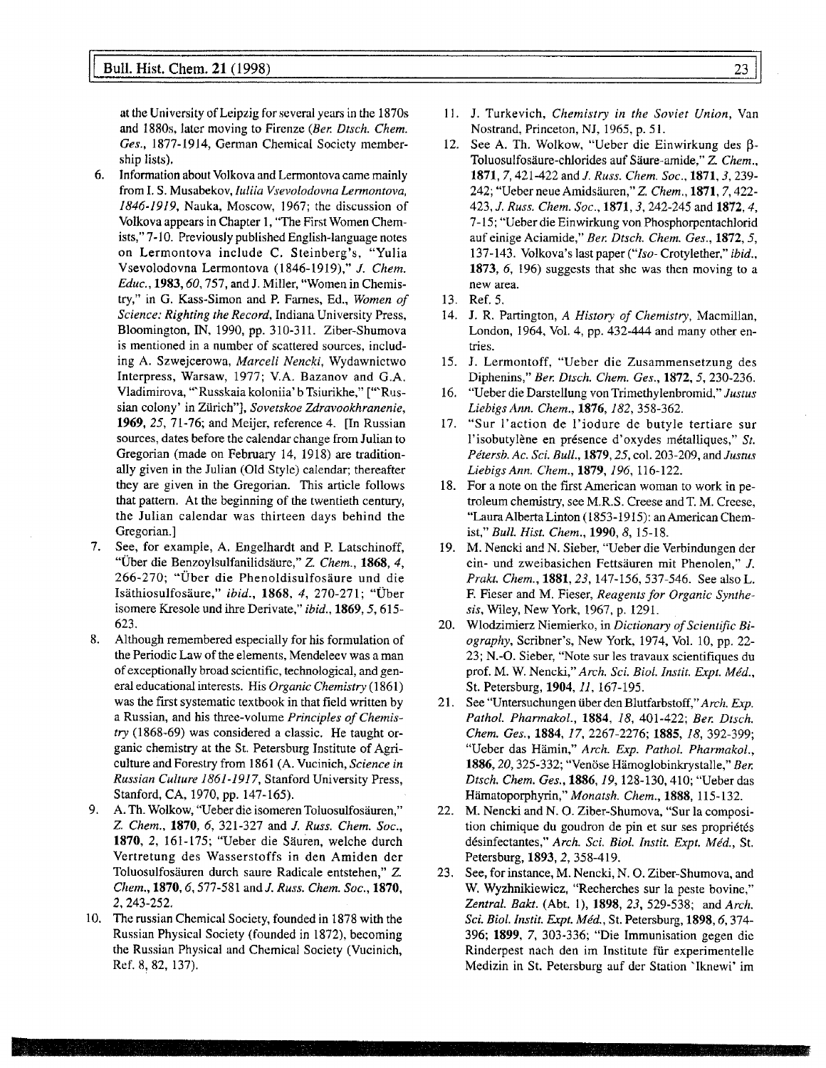at the University of Leipzig for several years in the 1870s and 1880s, later moving to Firenze (*Ber. Dtsch. Chem. Ges.*, 1877-1914, German Chemical Society membership lists).

6. Information about Volkova and Lermontova came mainly from I. S. Musabekov, *Iuliia Vsevolodovna Lermontova, 1846-1919*, Nauka, Moscow, 1967; the discussion of Volkova appears in Chapter 1, "The First Women Chemists," 7-10. Previously published English-language notes on Lermontova include C. Steinberg's, "Yulia Vsevolodovna Lermontova (1846-1919)," *J. Chem. Educ.*, **1983**, *60*, 757, and J. Miller, "Women in Chemistry," in G. Kass-Simon and P. Farnes, Ed., *Women of Science: Righting the Record*, Indiana University Press, Bloomington, IN, 1990, pp. 310-311. Ziber-Shumova is mentioned in a number of scattered sources, including A. Szwejcerowa, *Marceli Nencki*, Wydawnictwo Interpress, Warsaw, 1977; V.A. Bazanov and G.A. Vladimirova, "'Russkaia koloniia' b Tsiurikhe," ["'Russian colony' in Zürich"], *Sovetskoe Zdravookhranenie*, **1969**, *25*, 71-76; and Meijer, reference 4. [In Russian sources, dates before the calendar change from Julian to Gregorian (made on February 14, 1918) are traditionally given in the Julian (Old Style) calendar; thereafter they are given in the Gregorian. This article follows that pattern. At the beginning of the twentieth century, the Julian calendar was thirteen days behind the Gregorian.]
7. See, for example, A. Engelhardt and P. Latschinoff, "Über die Benzoylsulfanilidsäure," *Z. Chem.*, **1868**, *4*, 266-270; "Über die Phenoldisulfosäure und die Isäthiosulfosäure," *ibid.*, **1868**, *4*, 270-271; "Über isomere Kresole und ihre Derivate," *ibid.*, **1869**, *5*, 615-623.
8. Although remembered especially for his formulation of the Periodic Law of the elements, Mendeleev was a man of exceptionally broad scientific, technological, and general educational interests. His *Organic Chemistry* (1861) was the first systematic textbook in that field written by a Russian, and his three-volume *Principles of Chemistry* (1868-69) was considered a classic. He taught organic chemistry at the St. Petersburg Institute of Agriculture and Forestry from 1861 (A. Vucinich, *Science in Russian Culture 1861-1917*, Stanford University Press, Stanford, CA, 1970, pp. 147-165).
9. A. Th. Wolkow, "Ueber die isomeren Toluosulfosäuren," *Z. Chem.*, **1870**, *6*, 321-327 and *J. Russ. Chem. Soc.*, **1870**, *2*, 161-175; "Ueber die Säuren, welche durch Vertretung des Wasserstoffs in den Amiden der Toluosulfosäuren durch saure Radicale entstehen," *Z. Chem.*, **1870**, *6*, 577-581 and *J. Russ. Chem. Soc.*, **1870**, *2*, 243-252.
10. The russian Chemical Society, founded in 1878 with the Russian Physical Society (founded in 1872), becoming the Russian Physical and Chemical Society (Vucinich, Ref. 8, 82, 137).
11. J. Turkevich, *Chemistry in the Soviet Union*, Van Nostrand, Princeton, NJ, 1965, p. 51.
12. See A. Th. Wolkow, "Ueber die Einwirkung des β-Toluosulfosäure-chlorides auf Säure-amide," *Z. Chem.*, **1871**, *7*, 421-422 and *J. Russ. Chem. Soc.*, **1871**, *3*, 239-242; "Ueber neue Amidsäuren," *Z. Chem.*, **1871**, *7*, 422-423, *J. Russ. Chem. Soc.*, **1871**, *3*, 242-245 and **1872**, *4*, 7-15; "Ueber die Einwirkung von Phosphorpentachlorid auf einige Aciamide," *Ber. Dtsch. Chem. Ges.*, **1872**, *5*, 137-143. Volkova's last paper ("*Iso*- Crotylether," *ibid.*, **1873**, *6*, 196) suggests that she was then moving to a new area.
13. Ref. 5.
14. J. R. Partington, *A History of Chemistry*, Macmillan, London, 1964, Vol. 4, pp. 432-444 and many other entries.
15. J. Lermontoff, "Ueber die Zusammensetzung des Diphenins," *Ber. Dtsch. Chem. Ges.*, **1872**, *5*, 230-236.
16. "Ueber die Darstellung von Trimethylenbromid," *Justus Liebigs Ann. Chem.*, **1876**, *182*, 358-362.
17. "Sur l'action de l'iodure de butyle tertiare sur l'isobutylène en présence d'oxydes métalliques," *St. Pétersb. Ac. Sci. Bull.*, **1879**, *25*, col. 203-209, and *Justus Liebigs Ann. Chem.*, **1879**, *196*, 116-122.
18. For a note on the first American woman to work in petroleum chemistry, see M.R.S. Creese and T. M. Creese, "Laura Alberta Linton (1853-1915): an American Chemist," *Bull. Hist. Chem.*, **1990**, *8*, 15-18.
19. M. Nencki and N. Sieber, "Ueber die Verbindungen der ein- und zweibasichen Fettsäuren mit Phenolen," *J. Prakt. Chem.*, **1881**, *23*, 147-156, 537-546. See also L. F. Fieser and M. Fieser, *Reagents for Organic Synthesis*, Wiley, New York, 1967, p. 1291.
20. Wlodzimierz Niemierko, in *Dictionary of Scientific Biography*, Scribner's, New York, 1974, Vol. 10, pp. 22-23; N.-O. Sieber, "Note sur les travaux scientifiques du prof. M. W. Nencki," *Arch. Sci. Biol. Instit. Expt. Méd.*, St. Petersburg, **1904**, *11*, 167-195.
21. See "Untersuchungen über den Blutfarbstoff," *Arch. Exp. Pathol. Pharmakol.*, **1884**, *18*, 401-422; *Ber. Dtsch. Chem. Ges.*, **1884**, *17*, 2267-2276; **1885**, *18*, 392-399; "Ueber das Hämin," *Arch. Exp. Pathol. Pharmakol.*, **1886**, *20*, 325-332; "Venöse Hämoglobinkrystalle," *Ber. Dtsch. Chem. Ges.*, **1886**, *19*, 128-130, 410; "Ueber das Hämatoporphyrin," *Monatsh. Chem.*, **1888**, 115-132.
22. M. Nencki and N. O. Ziber-Shumova, "Sur la composition chimique du goudron de pin et sur ses propriétés désinfectantes," *Arch. Sci. Biol. Instit. Expt. Méd.*, St. Petersburg, **1893**, *2*, 358-419.
23. See, for instance, M. Nencki, N. O. Ziber-Shumova, and W. Wyzhnikiewicz, "Recherches sur la peste bovine," *Zentral. Bakt.* (Abt. 1), **1898**, *23*, 529-538; and *Arch. Sci. Biol. Instit. Expt. Méd.*, St. Petersburg, **1898**, *6*, 374-396; **1899**, *7*, 303-336; "Die Immunisation gegen die Rinderpest nach den im Institute für experimentelle Medizin in St. Petersburg auf der Station 'Iknewi' im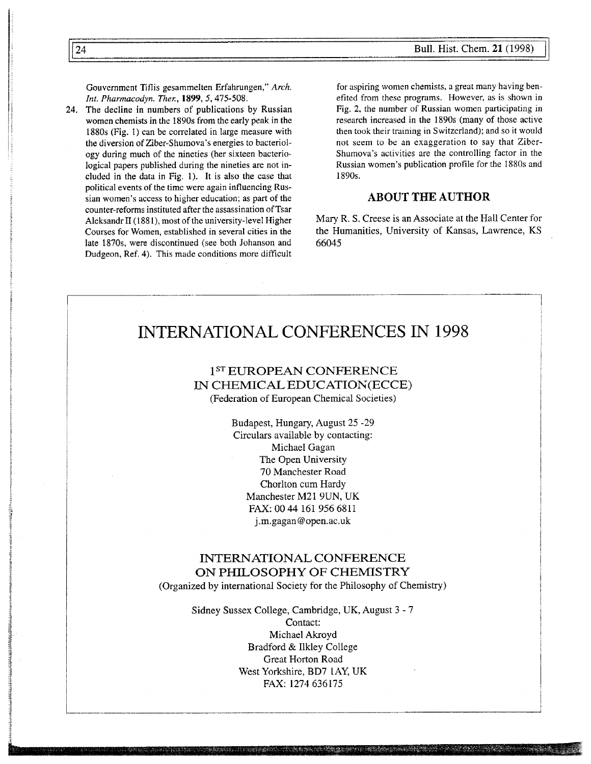Gouvernment Tiflis gesammelten Erfahrungen," *Arch. Int. Pharmacodyn. Ther.*, **1899**, *5*, 475-508.

24. The decline in numbers of publications by Russian women chemists in the 1890s from the early peak in the 1880s (Fig. 1) can be correlated in large measure with the diversion of Ziber-Shumova's energies to bacteriology during much of the nineties (her sixteen bacteriological papers published during the nineties are not included in the data in Fig. 1). It is also the case that political events of the time were again influencing Russian women's access to higher education; as part of the counter-reforms instituted after the assassination of Tsar Aleksandr II (1881), most of the university-level Higher Courses for Women, established in several cities in the late 1870s, were discontinued (see both Johanson and Dudgeon, Ref. 4). This made conditions more difficult for aspiring women chemists, a great many having benefited from these programs. However, as is shown in Fig. 2, the number of Russian women participating in research increased in the 1890s (many of those active then took their training in Switzerland); and so it would not seem to be an exaggeration to say that Ziber-Shumova's activities are the controlling factor in the Russian women's publication profile for the 1880s and 1890s.

## ABOUT THE AUTHOR

Mary R. S. Creese is an Associate at the Hall Center for the Humanities, University of Kansas, Lawrence, KS 66045

# INTERNATIONAL CONFERENCES IN 1998

### 1ST EUROPEAN CONFERENCE IN CHEMICAL EDUCATION(ECCE)

(Federation of European Chemical Societies)

Budapest, Hungary, August 25 -29
Circulars available by contacting:
Michael Gagan
The Open University
70 Manchester Road
Chorlton cum Hardy
Manchester M21 9UN, UK
FAX: 00 44 161 956 6811
j.m.gagan@open.ac.uk

### INTERNATIONAL CONFERENCE ON PHILOSOPHY OF CHEMISTRY

(Organized by international Society for the Philosophy of Chemistry)

Sidney Sussex College, Cambridge, UK, August 3 - 7
Contact:
Michael Akroyd
Bradford & Ilkley College
Great Horton Road
West Yorkshire, BD7 1AY, UK
FAX: 1274 636175